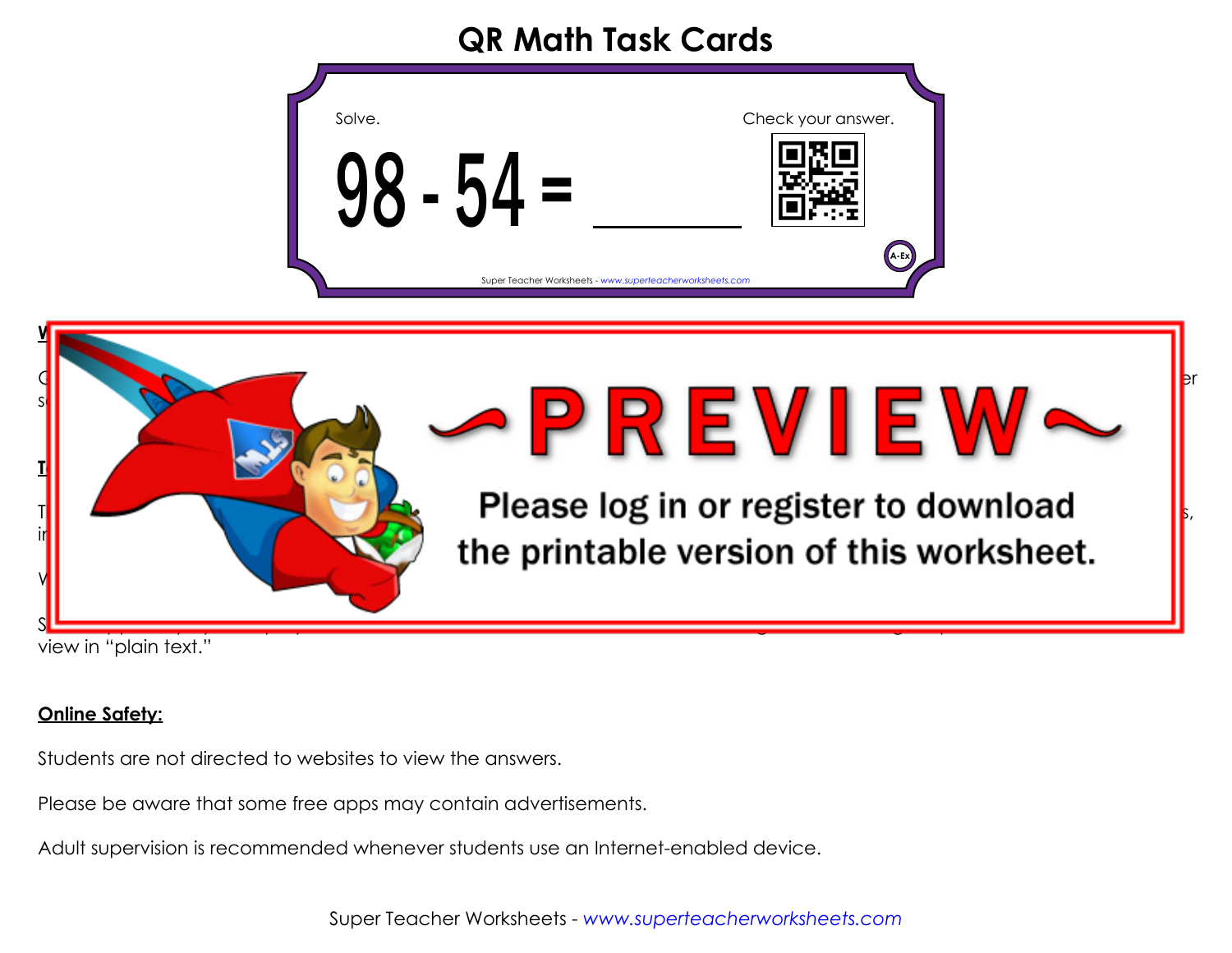# QR Math Task Cards

Solve.

$$98 - 54 = \_\_\_\_\_$$

Check your answer.

A-Ex

Super Teacher Worksheets - www.superteacherworksheets.com

~PREVIEW~

Please log in or register to download the printable version of this worksheet.

view in "plain text."

**Online Safety:**

Students are not directed to websites to view the answers.

Please be aware that some free apps may contain advertisements.

Adult supervision is recommended whenever students use an Internet-enabled device.

Super Teacher Worksheets - www.superteacherworksheets.com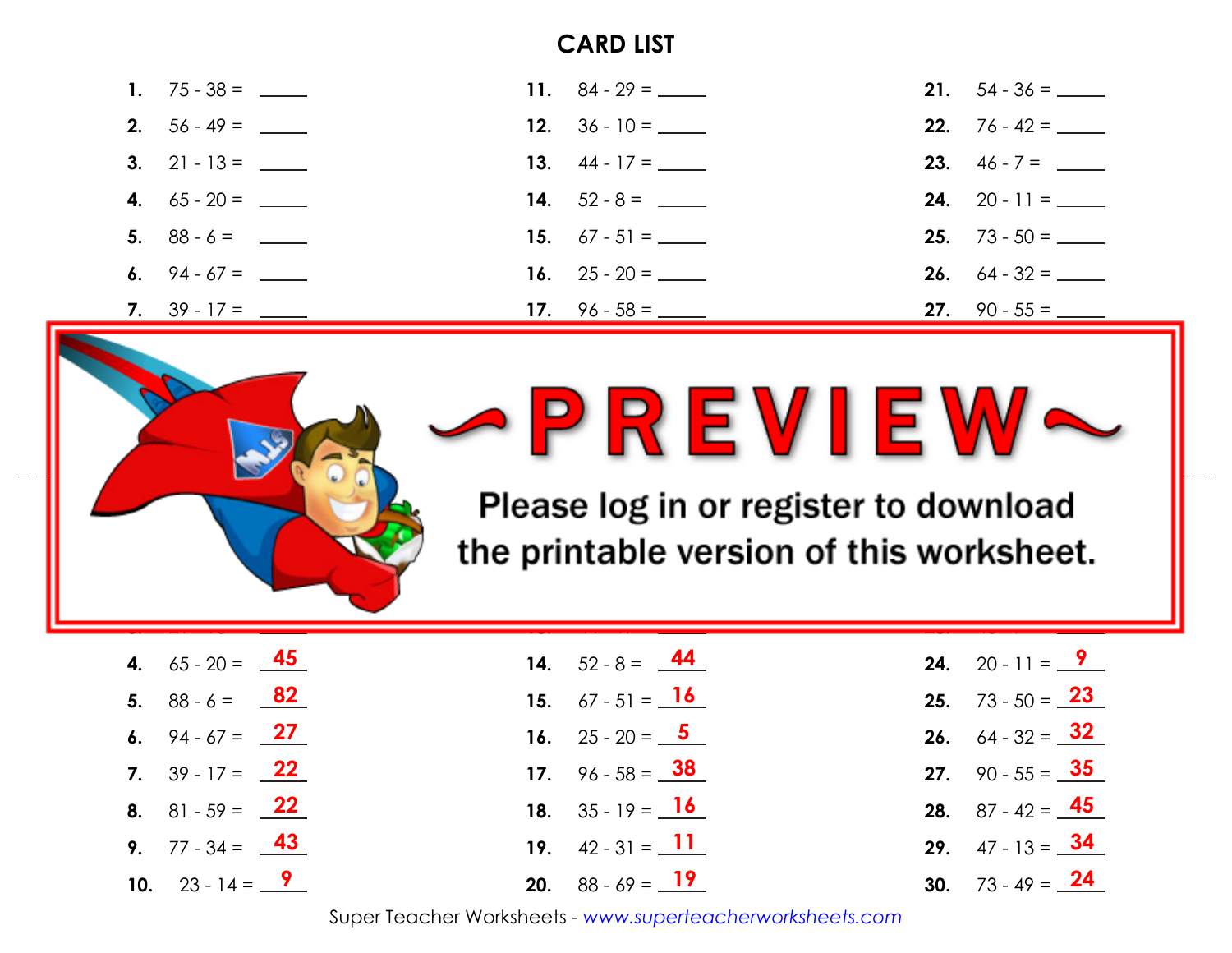# CARD LIST

1. 75 - 38 = ____
2. 56 - 49 = ____
3. 21 - 13 = ____
4. 65 - 20 = ____
5. 88 - 6 = ____
6. 94 - 67 = ____
7. 39 - 17 = ____

11. 84 - 29 = ____
12. 36 - 10 = ____
13. 44 - 17 = ____
14. 52 - 8 = ____
15. 67 - 51 = ____
16. 25 - 20 = ____
17. 96 - 58 = ____

21. 54 - 36 = ____
22. 76 - 42 = ____
23. 46 - 7 = ____
24. 20 - 11 = ____
25. 73 - 50 = ____
26. 64 - 32 = ____
27. 90 - 55 = ____

~PREVIEW~

Please log in or register to download the printable version of this worksheet.

4. 65 - 20 = 45
5. 88 - 6 = 82
6. 94 - 67 = 27
7. 39 - 17 = 22
8. 81 - 59 = 22
9. 77 - 34 = 43
10. 23 - 14 = 9

14. 52 - 8 = 44
15. 67 - 51 = 16
16. 25 - 20 = 5
17. 96 - 58 = 38
18. 35 - 19 = 16
19. 42 - 31 = 11
20. 88 - 69 = 19

24. 20 - 11 = 9
25. 73 - 50 = 23
26. 64 - 32 = 32
27. 90 - 55 = 35
28. 87 - 42 = 45
29. 47 - 13 = 34
30. 73 - 49 = 24

Super Teacher Worksheets - www.superteacherworksheets.com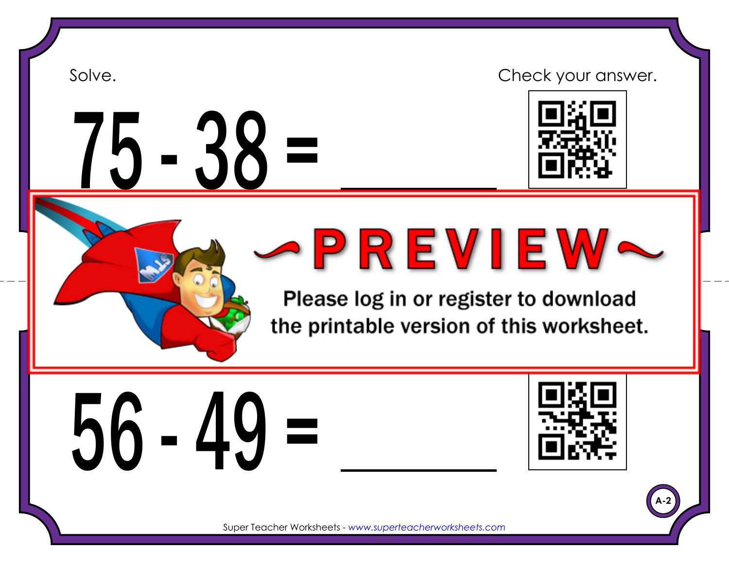Solve.

Check your answer.

# $75 - 38 =$ ______

~PREVIEW~

Please log in or register to download the printable version of this worksheet.

# $56 - 49 =$ ______

A-2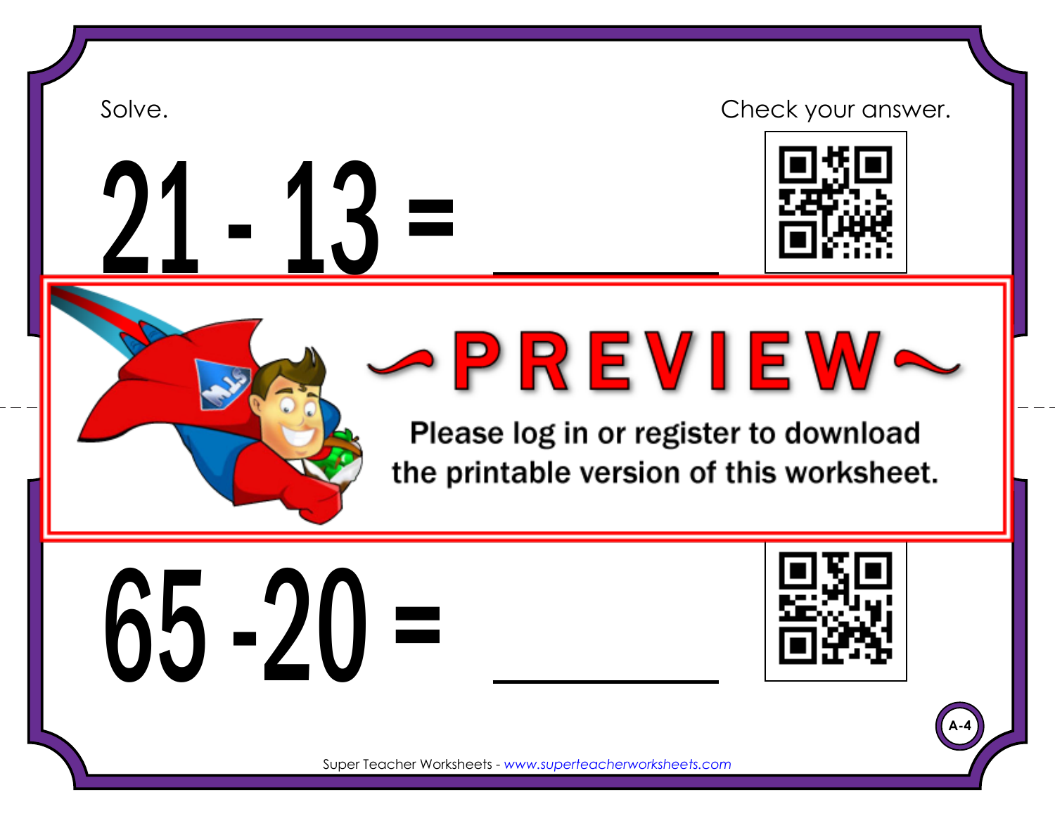Solve.

Check your answer.

$21 - 13 =$ ________

~PREVIEW~

Please log in or register to download the printable version of this worksheet.

$65 - 20 =$ ________

A-4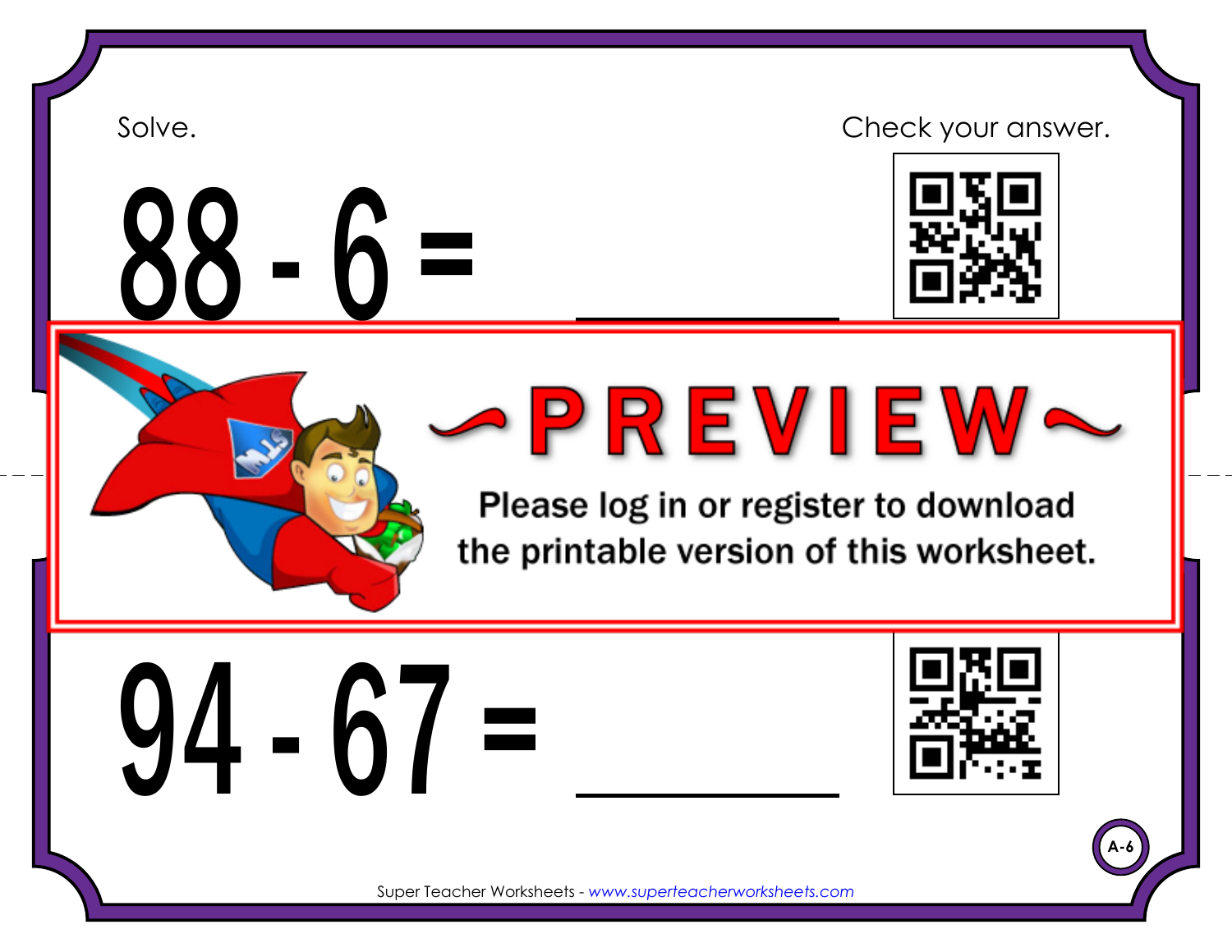Solve.

Check your answer.

$$88 - 6 = \underline{\hspace{3cm}}$$

~PREVIEW~

Please log in or register to download the printable version of this worksheet.

$$94 - 67 = \underline{\hspace{3cm}}$$

A-6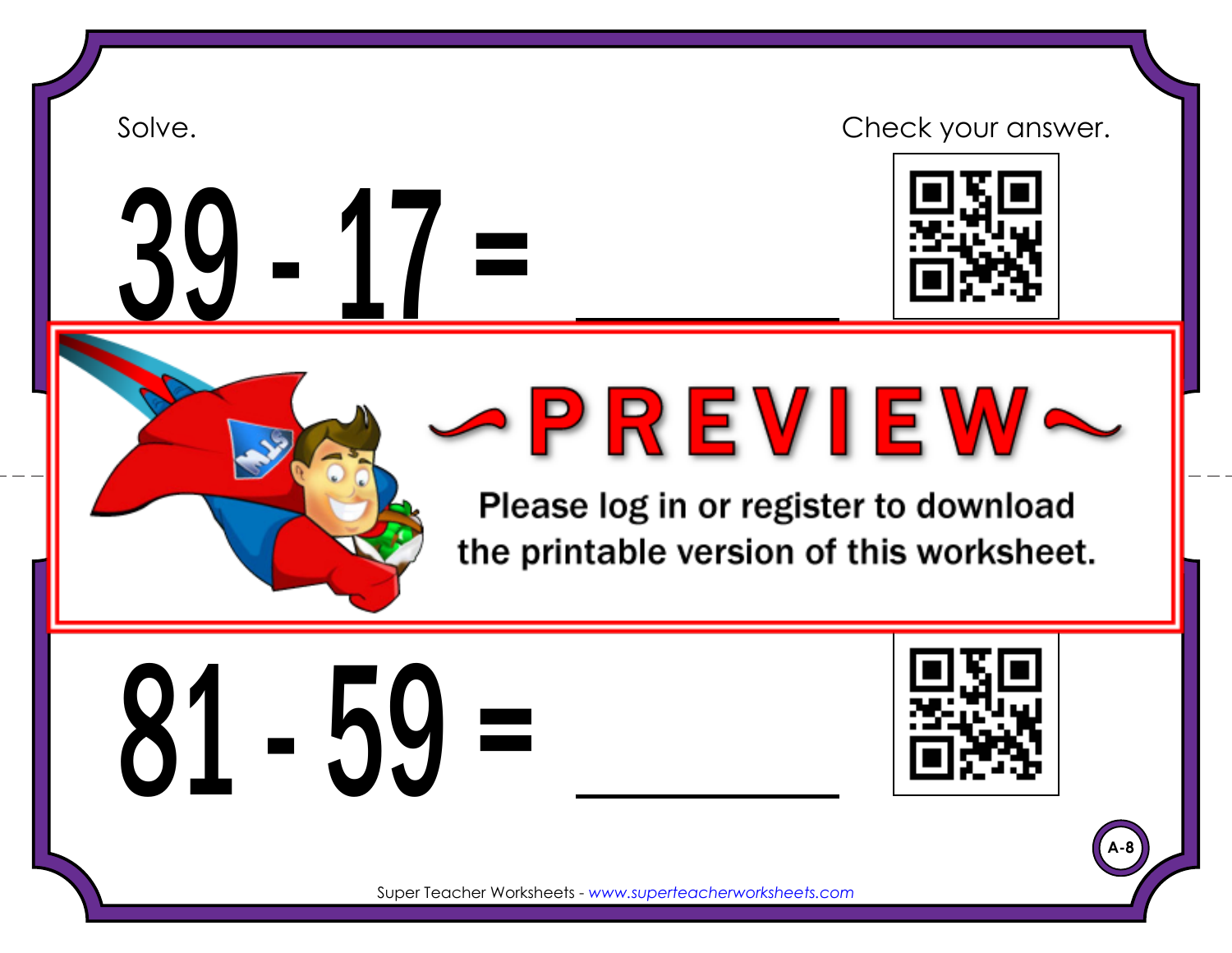Solve.

Check your answer.

$$39 - 17 = \_\_\_\_\_\_$$

~PREVIEW~

Please log in or register to download the printable version of this worksheet.

$$81 - 59 = \_\_\_\_\_\_$$

A-8

Super Teacher Worksheets - www.superteacherworksheets.com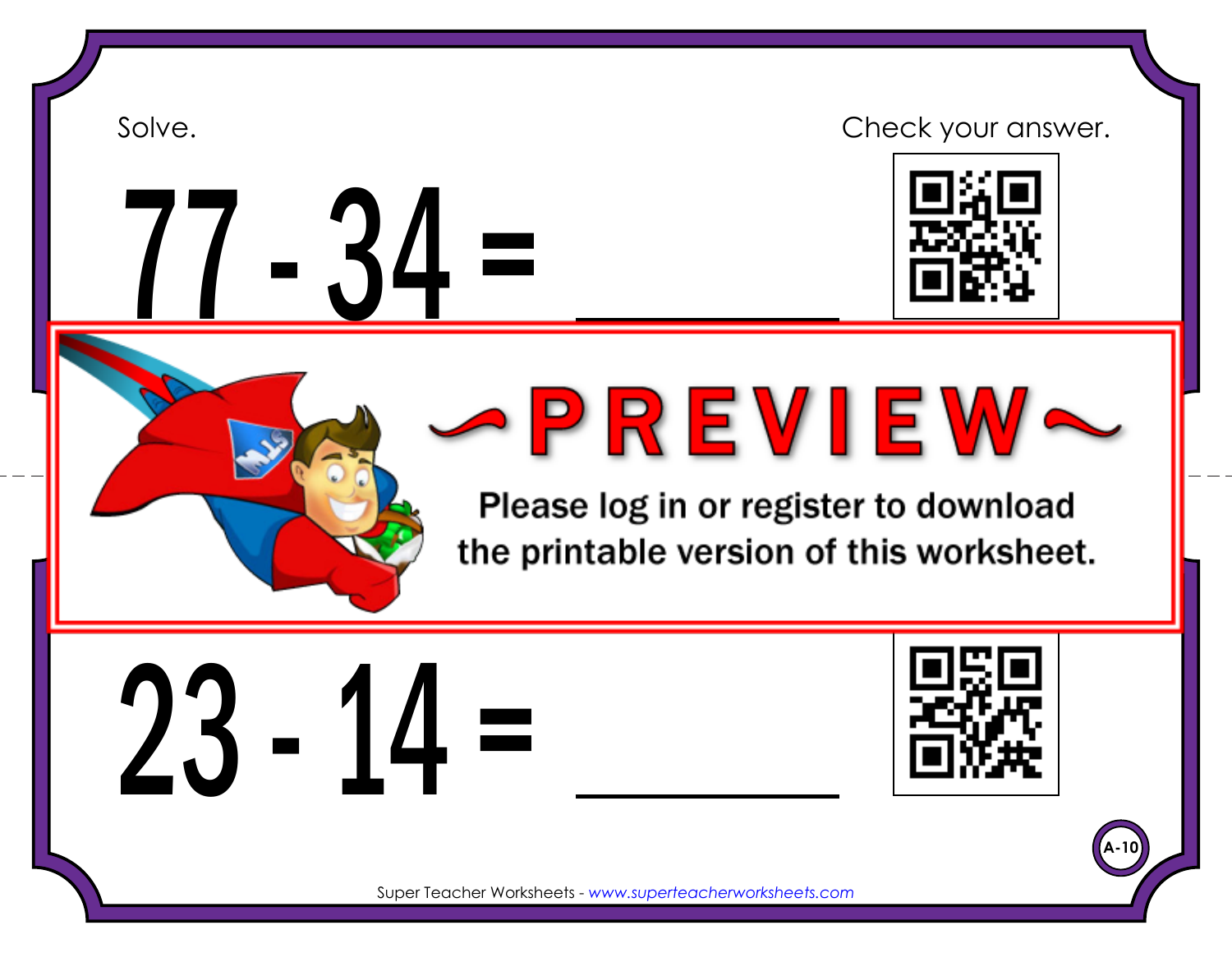Solve.

Check your answer.

$$77 - 34 = \_\_\_\_\_\_$$

~PREVIEW~

Please log in or register to download the printable version of this worksheet.

$$23 - 14 = \_\_\_\_\_\_$$

A-10

Super Teacher Worksheets - www.superteacherworksheets.com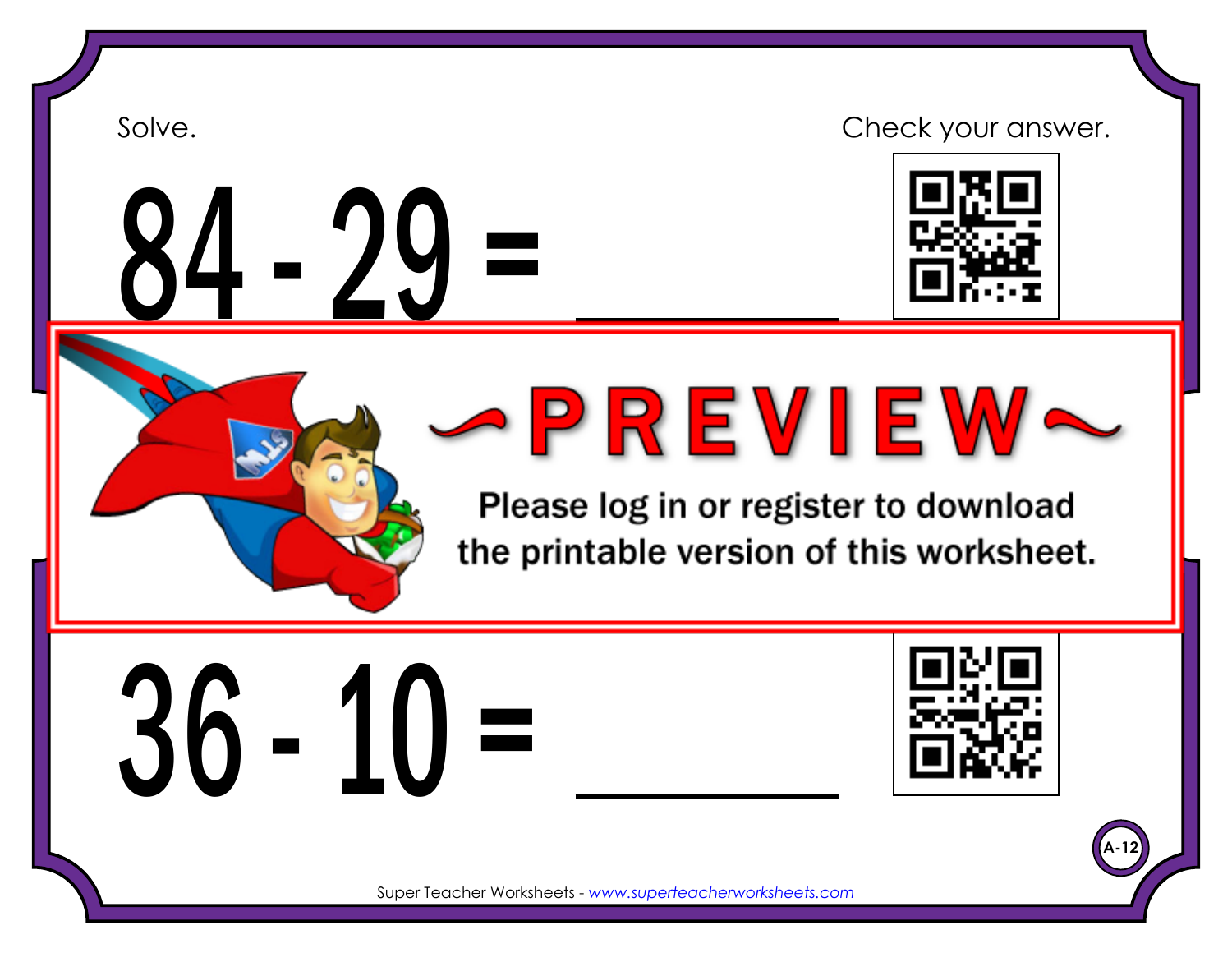Solve.

Check your answer.

$84 - 29 =$ ______

~PREVIEW~

Please log in or register to download the printable version of this worksheet.

$36 - 10 =$ ______

A-12

Super Teacher Worksheets - *www.superteacherworksheets.com*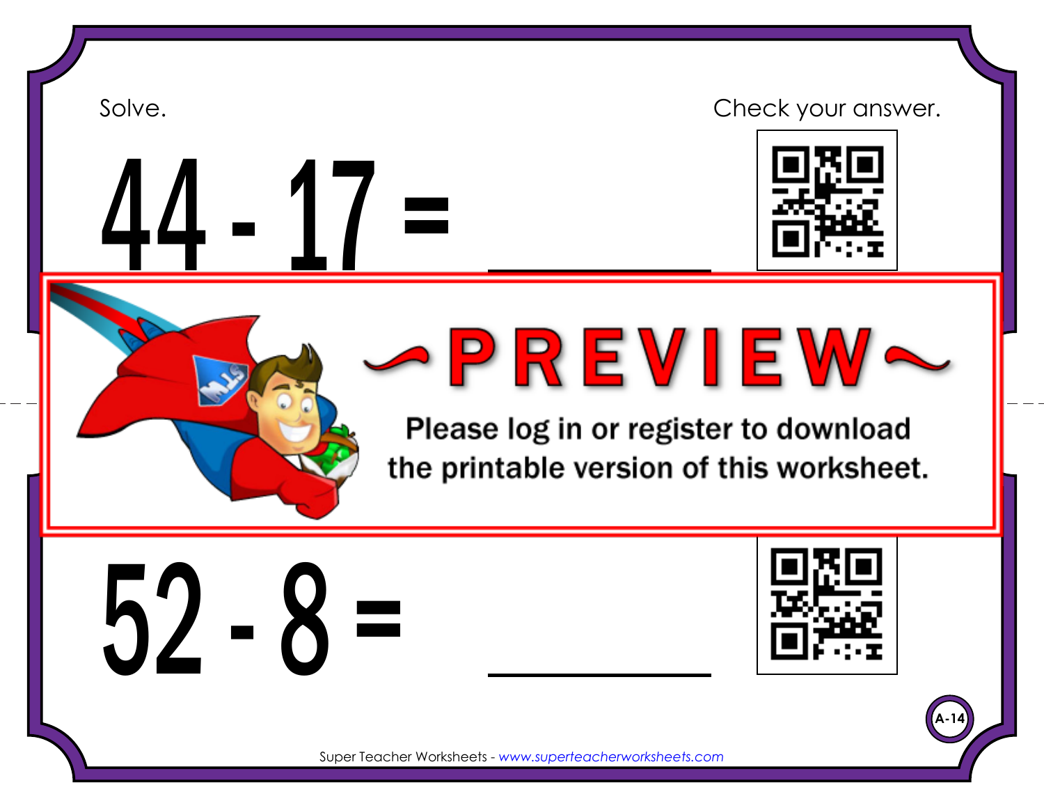Solve.

Check your answer.

$44 - 17 =$ ______

~PREVIEW~

Please log in or register to download the printable version of this worksheet.

$52 - 8 =$ ______

A-14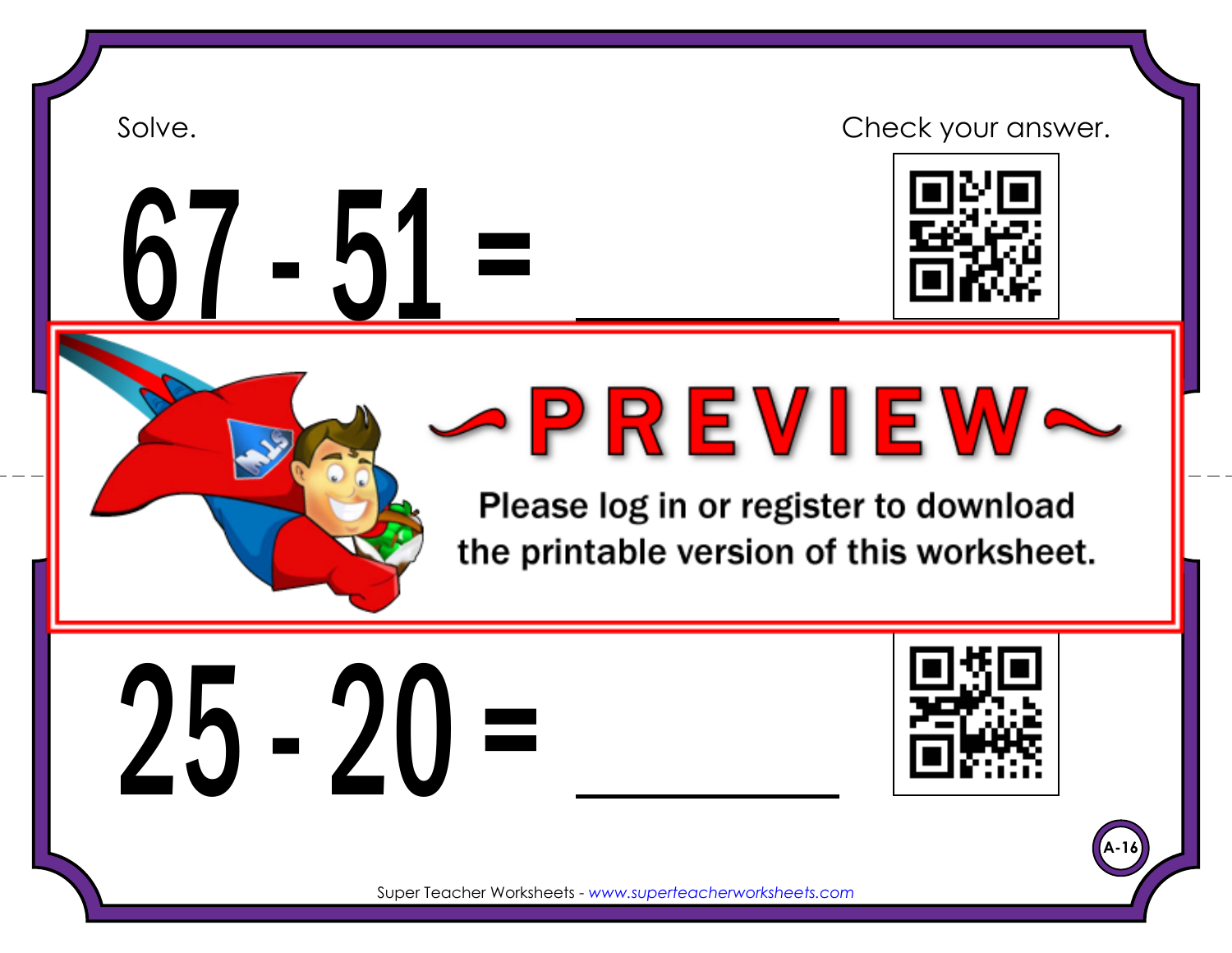Solve.

Check your answer.

# 67 - 51 = ______

~PREVIEW~

Please log in or register to download the printable version of this worksheet.

# 25 - 20 = ______

A-16

Super Teacher Worksheets - www.superteacherworksheets.com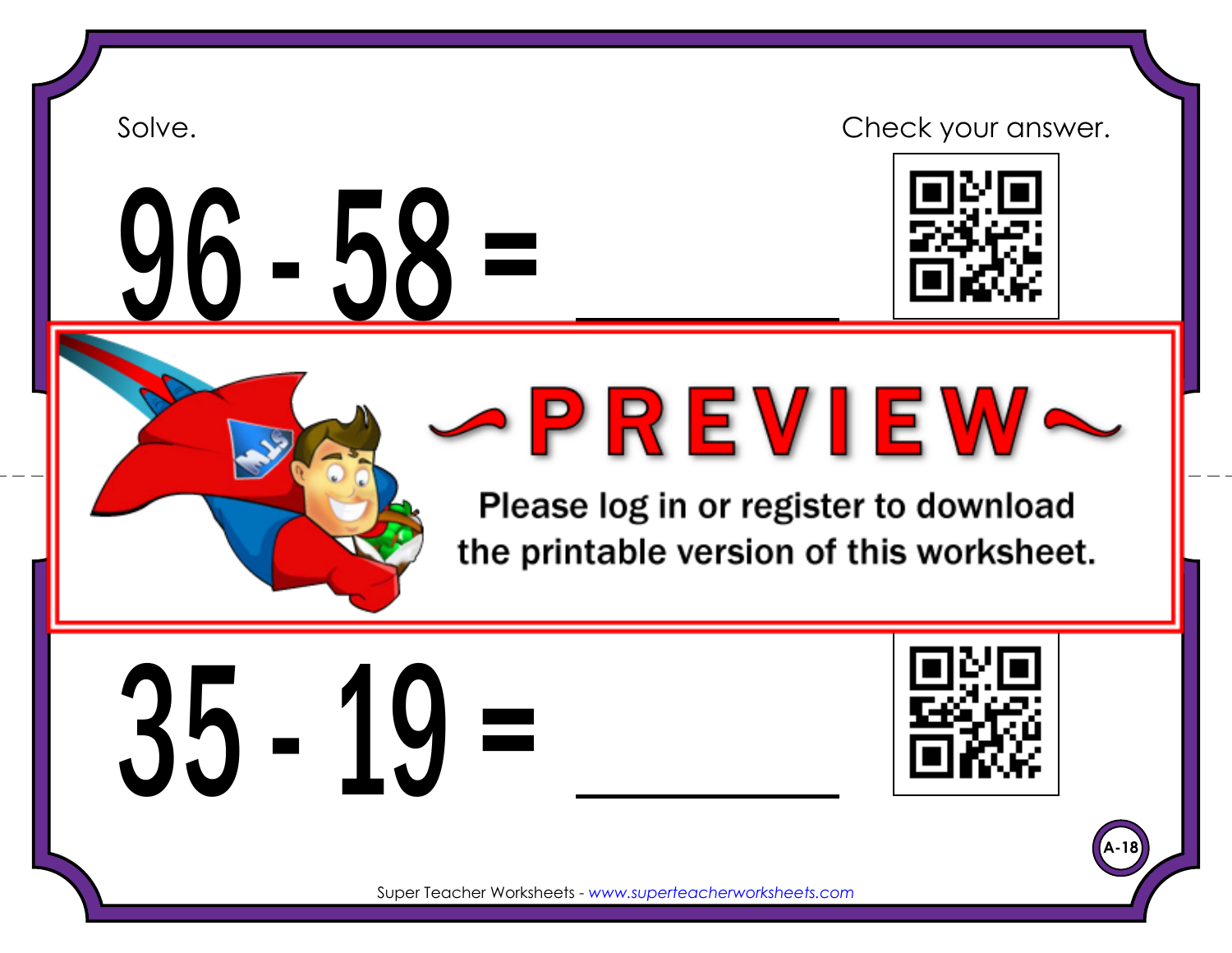Solve.

Check your answer.

$$96 - 58 = \underline{\hspace{3cm}}$$

~PREVIEW~

Please log in or register to download the printable version of this worksheet.

$$35 - 19 = \underline{\hspace{3cm}}$$

A-18

Super Teacher Worksheets - www.superteacherworksheets.com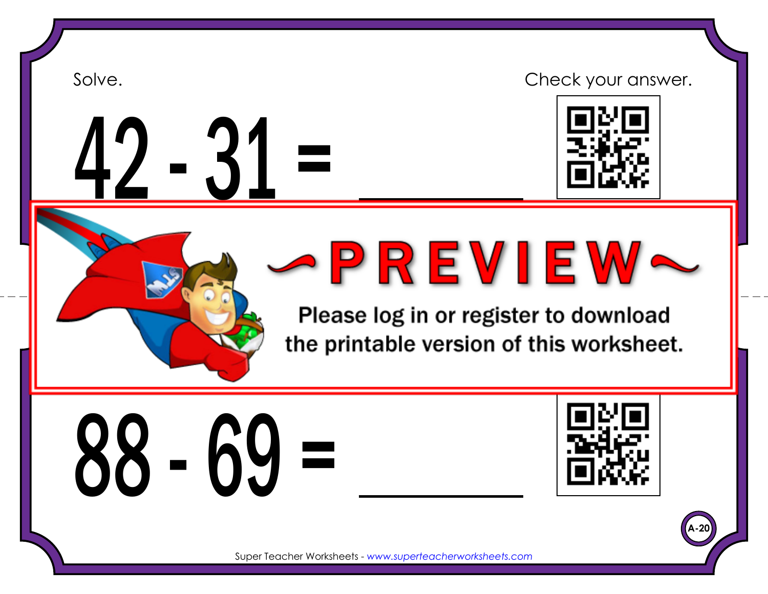Solve.

Check your answer.

$$42 - 31 = \_\_\_\_\_\_\_$$

~PREVIEW~

Please log in or register to download the printable version of this worksheet.

$$88 - 69 = \_\_\_\_\_\_\_$$

A-20

Super Teacher Worksheets - www.superteacherworksheets.com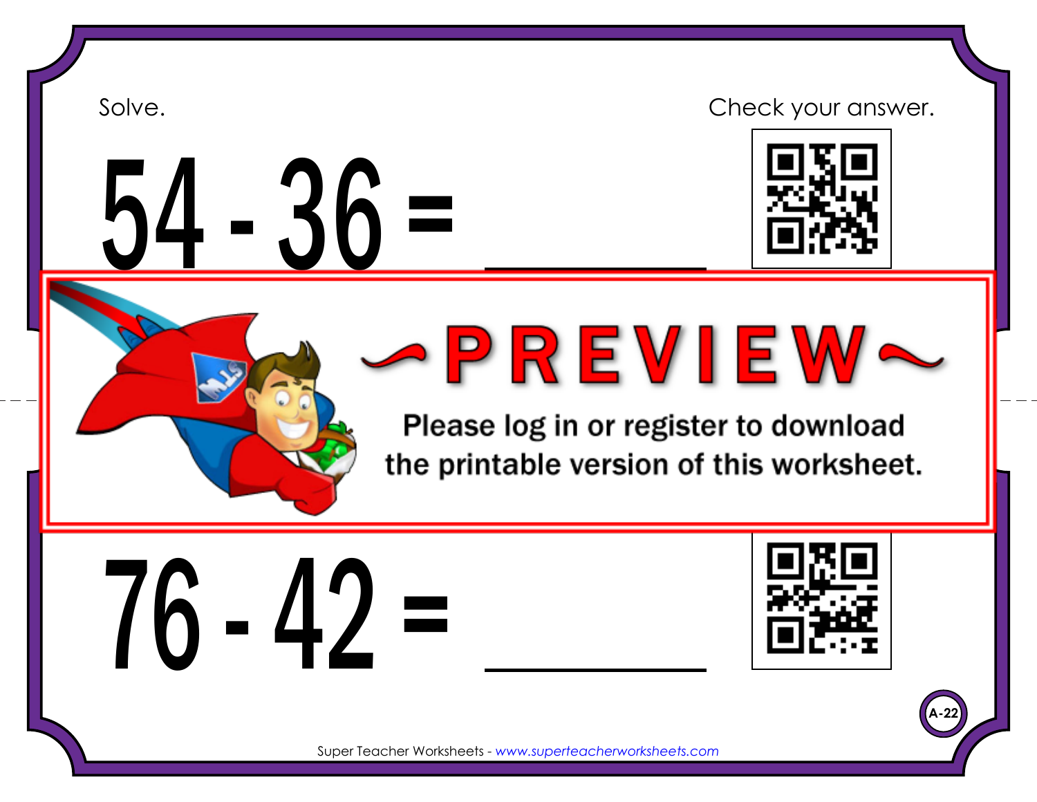Solve.

Check your answer.

$54 - 36 =$ ______

~PREVIEW~

Please log in or register to download the printable version of this worksheet.

$76 - 42 =$ ______

A-22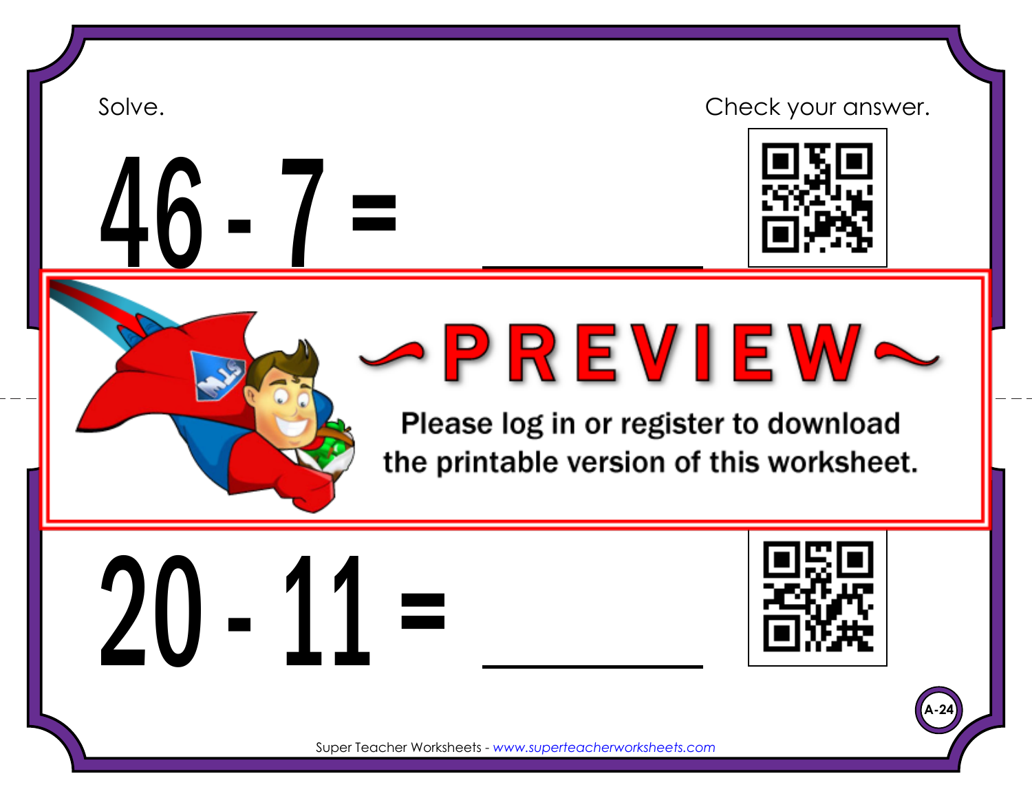Solve.

Check your answer.

$$46 - 7 = \_\_\_\_\_\_\_\_$$

~PREVIEW~

Please log in or register to download the printable version of this worksheet.

$$20 - 11 = \_\_\_\_\_\_\_\_$$

A-24

Super Teacher Worksheets - www.superteacherworksheets.com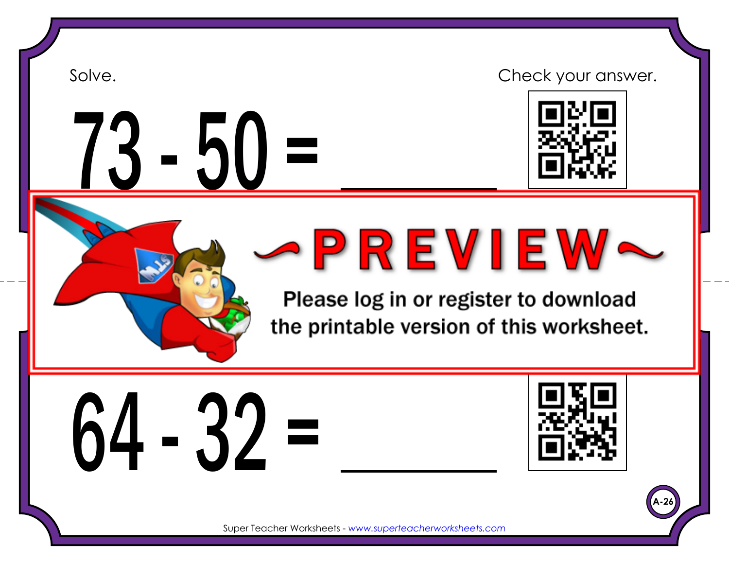Solve.

Check your answer.

$$73 - 50 = \_\_\_\_\_\_$$

~PREVIEW~

Please log in or register to download the printable version of this worksheet.

$$64 - 32 = \_\_\_\_\_\_$$

A-26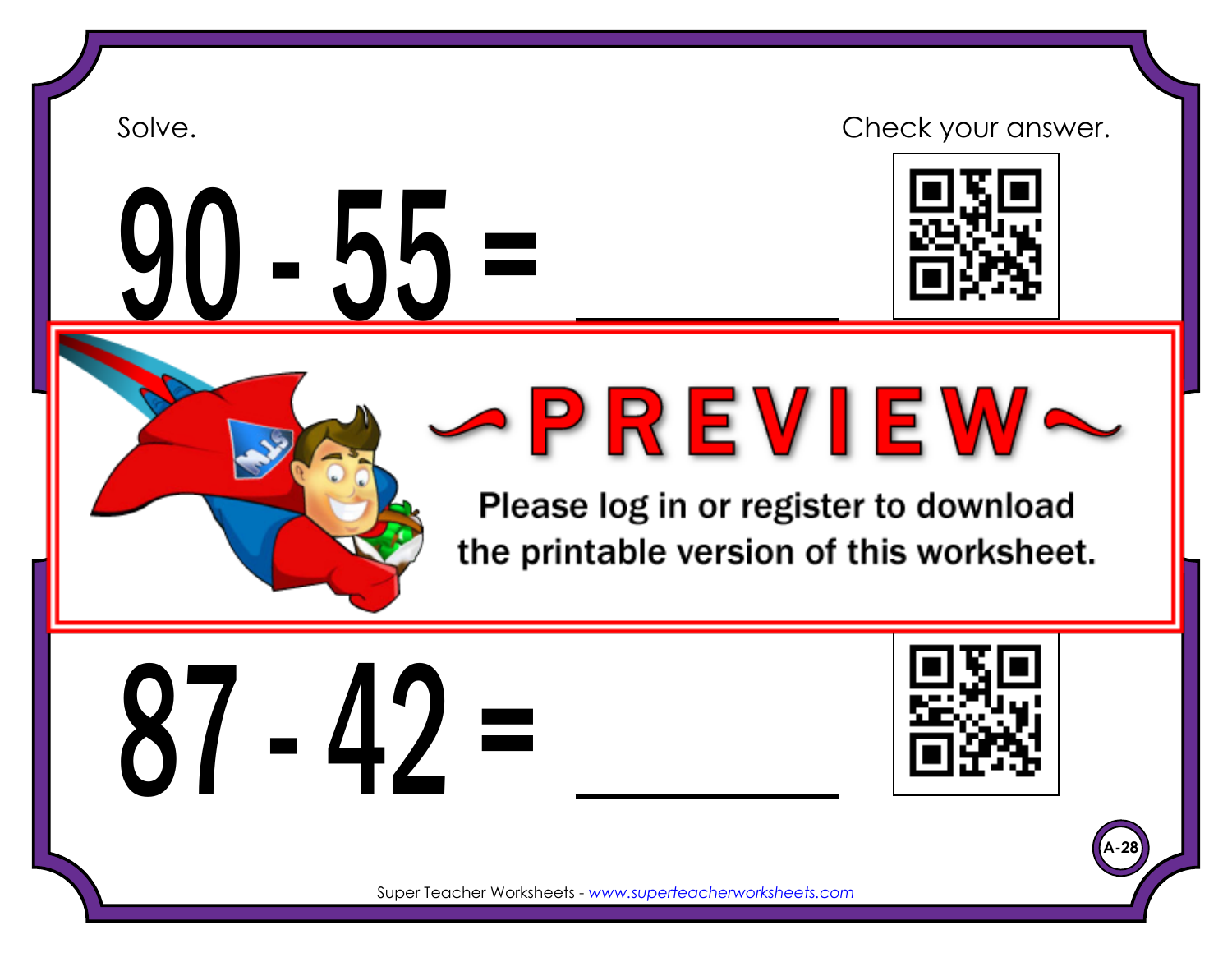Solve.

Check your answer.

# $90 - 55 =$ ______

~PREVIEW~

Please log in or register to download the printable version of this worksheet.

# $87 - 42 =$ ______

A-28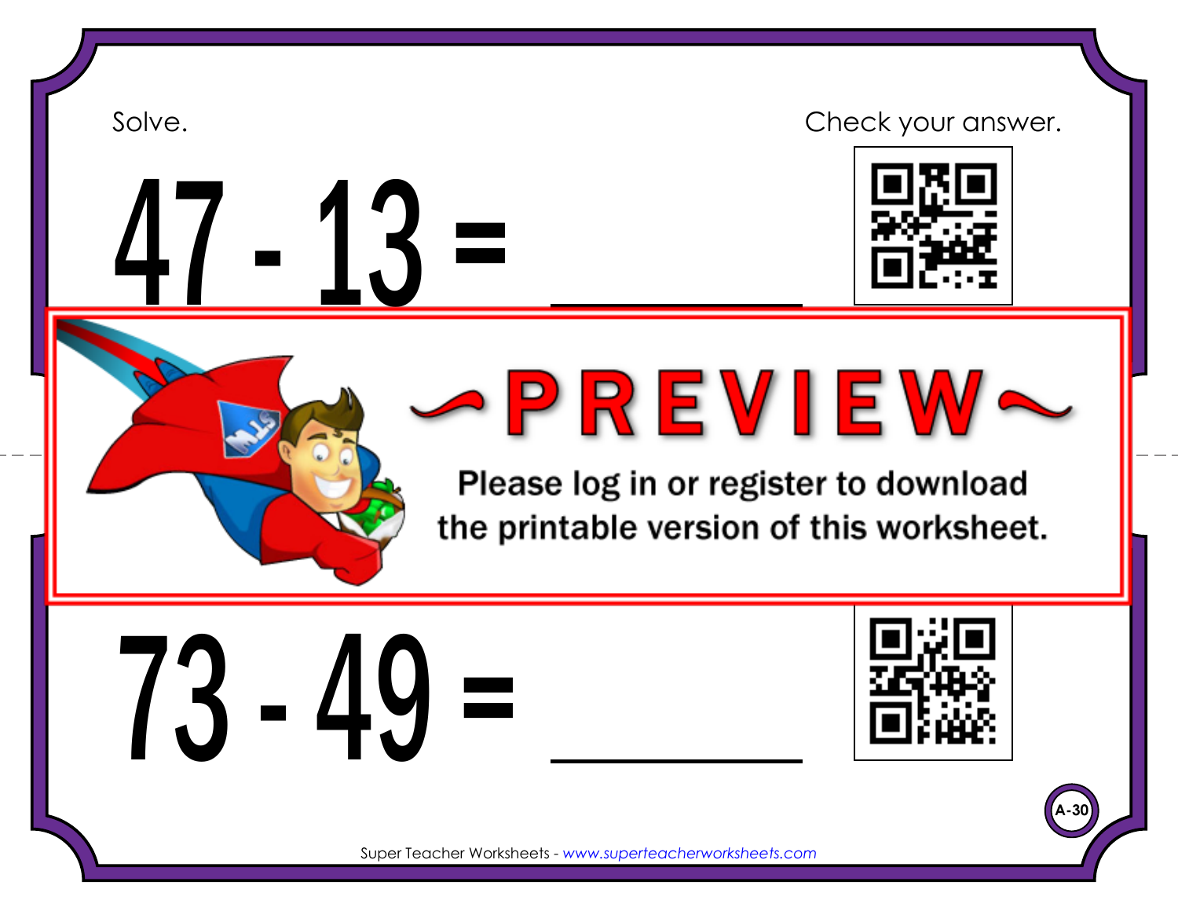Solve.

Check your answer.

$$47 - 13 = \_\_\_\_\_\_$$

~PREVIEW~

Please log in or register to download the printable version of this worksheet.

$$73 - 49 = \_\_\_\_\_\_$$

A-30

Super Teacher Worksheets - www.superteacherworksheets.com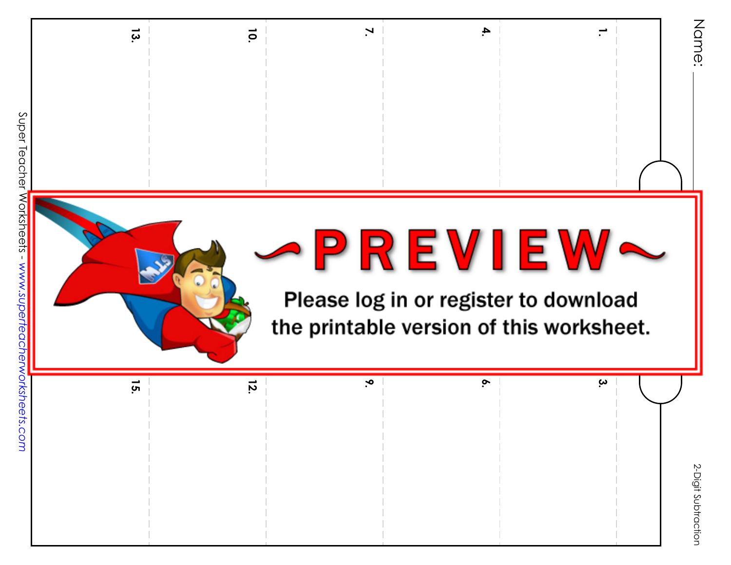Name: \_\_\_\_\_\_\_\_\_\_\_\_\_\_\_\_\_\_\_\_

1.

3.

4.

6.

7.

9.

10.

12.

13.

15.

2-Digit Subtraction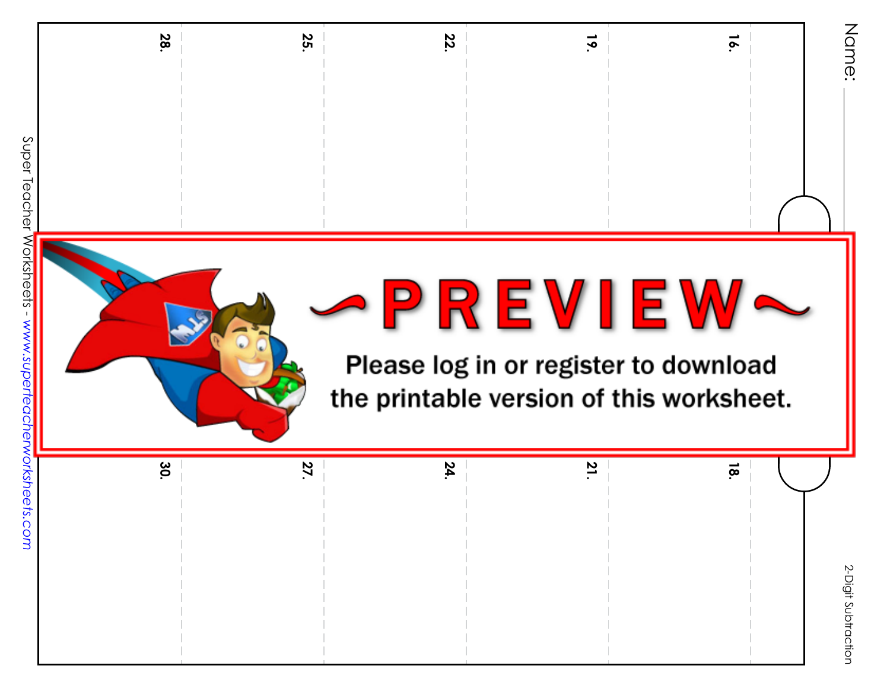Name: ________________

2-Digit Subtraction

16.

18.

19.

21.

22.

24.

25.

27.

28.

30.